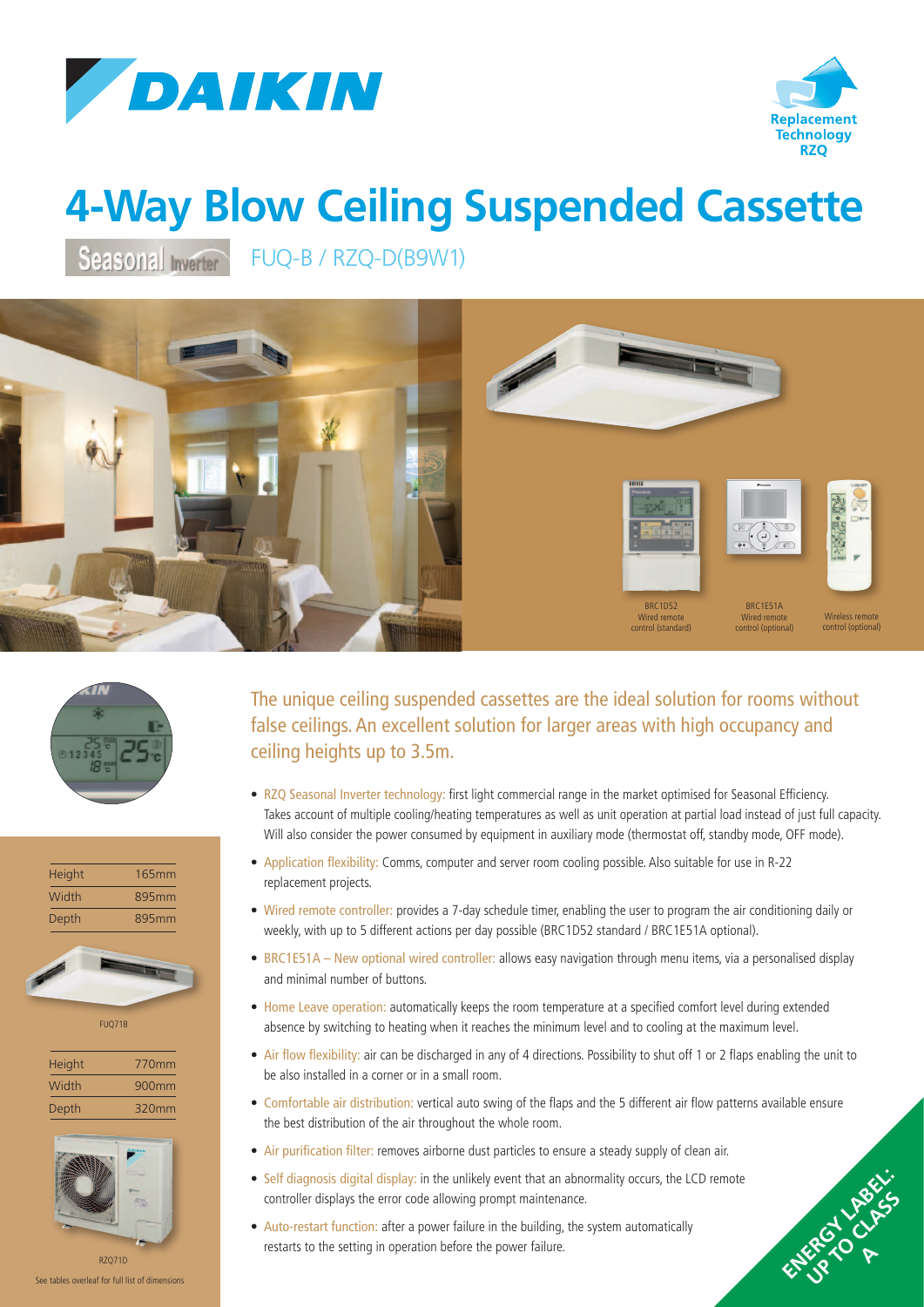DAIKIN

Replacement Technology RZQ

# 4-Way Blow Ceiling Suspended Cassette

Seasonal Inverter FUQ-B / RZQ-D(B9W1)

BRC1D52 Wired remote control (standard)

BRC1E51A Wired remote control (optional)

Wireless remote control (optional)

| Height | 165mm |
|---|---|
| Width | 895mm |
| Depth | 895mm |

FUQ71B

| Height | 770mm |
|---|---|
| Width | 900mm |
| Depth | 320mm |

RZQ71D

See tables overleaf for full list of dimensions

## The unique ceiling suspended cassettes are the ideal solution for rooms without false ceilings. An excellent solution for larger areas with high occupancy and ceiling heights up to 3.5m.

- RZQ Seasonal Inverter technology: first light commercial range in the market optimised for Seasonal Efficiency. Takes account of multiple cooling/heating temperatures as well as unit operation at partial load instead of just full capacity. Will also consider the power consumed by equipment in auxiliary mode (thermostat off, standby mode, OFF mode).
- Application flexibility: Comms, computer and server room cooling possible. Also suitable for use in R-22 replacement projects.
- Wired remote controller: provides a 7-day schedule timer, enabling the user to program the air conditioning daily or weekly, with up to 5 different actions per day possible (BRC1D52 standard / BRC1E51A optional).
- BRC1E51A – New optional wired controller: allows easy navigation through menu items, via a personalised display and minimal number of buttons.
- Home Leave operation: automatically keeps the room temperature at a specified comfort level during extended absence by switching to heating when it reaches the minimum level and to cooling at the maximum level.
- Air flow flexibility: air can be discharged in any of 4 directions. Possibility to shut off 1 or 2 flaps enabling the unit to be also installed in a corner or in a small room.
- Comfortable air distribution: vertical auto swing of the flaps and the 5 different air flow patterns available ensure the best distribution of the air throughout the whole room.
- Air purification filter: removes airborne dust particles to ensure a steady supply of clean air.
- Self diagnosis digital display: in the unlikely event that an abnormality occurs, the LCD remote controller displays the error code allowing prompt maintenance.
- Auto-restart function: after a power failure in the building, the system automatically restarts to the setting in operation before the power failure.

ENERGY LABEL: UP TO CLASS A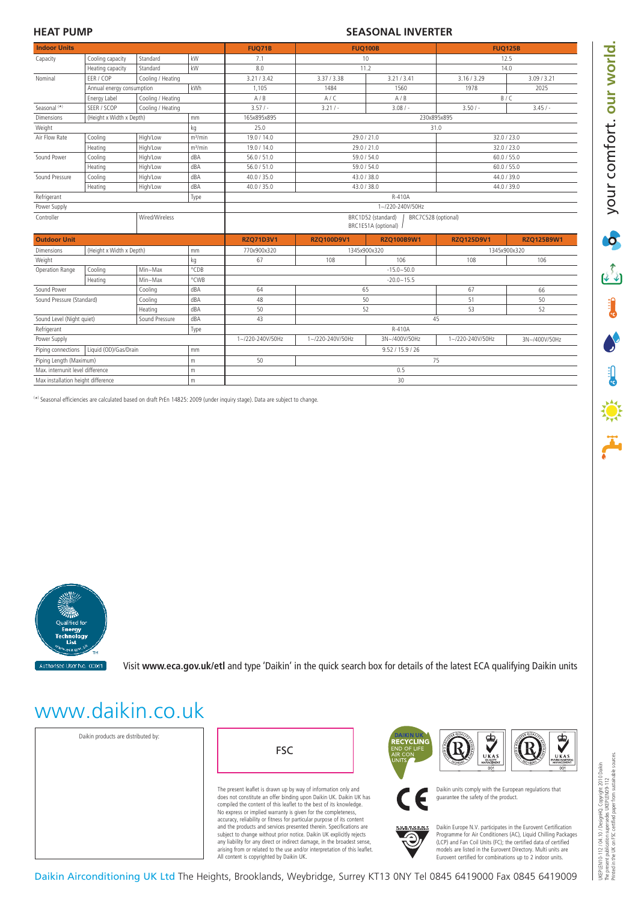**HEAT PUMP**

**SEASONAL INVERTER**

| Indoor Units | | | | FUQ71B | FUQ100B | | FUQ125B | |
|---|---|---|---|---|---|---|---|---|
| Capacity | Cooling capacity | Standard | kW | 7.1 | 10 | | 12.5 | |
| | Heating capacity | Standard | kW | 8.0 | 11.2 | | 14.0 | |
| Nominal | EER / COP | Cooling / Heating | | 3.21 / 3.42 | 3.37 / 3.38 | 3.21 / 3.41 | 3.16 / 3.29 | 3.09 / 3.21 |
| | Annual energy consumption | | kWh | 1,105 | 1484 | 1560 | 1978 | 2025 |
| | Energy Label | Cooling / Heating | | A / B | A / C | A / B | B / C | |
| Seasonal (*) | SEER / SCOP | Cooling / Heating | | 3.57 / - | 3.21 / - | 3.08 / - | 3.50 / - | 3.45 / - |
| Dimensions | (Height x Width x Depth) | | mm | 165x895x895 | 230x895x895 | | | |
| Weight | | | kg | 25.0 | 31.0 | | | |
| Air Flow Rate | Cooling | High/Low | m³/min | 19.0 / 14.0 | 29.0 / 21.0 | | 32.0 / 23.0 | |
| | Heating | High/Low | m³/min | 19.0 / 14.0 | 29.0 / 21.0 | | 32.0 / 23.0 | |
| Sound Power | Cooling | High/Low | dBA | 56.0 / 51.0 | 59.0 / 54.0 | | 60.0 / 55.0 | |
| | Heating | High/Low | dBA | 56.0 / 51.0 | 59.0 / 54.0 | | 60.0 / 55.0 | |
| Sound Pressure | Cooling | High/Low | dBA | 40.0 / 35.0 | 43.0 / 38.0 | | 44.0 / 39.0 | |
| | Heating | High/Low | dBA | 40.0 / 35.0 | 43.0 / 38.0 | | 44.0 / 39.0 | |
| Refrigerant | | | Type | R-410A | | | | |
| Power Supply | | | | 1~/220-240V/50Hz | | | | |
| Controller | | Wired/Wireless | | BRC1D52 (standard) / BRC7C528 (optional) / BRC1E51A (optional) | | | | |

| Outdoor Unit | | | | RZQ71D3V1 | RZQ100D9V1 | RZQ100B9W1 | RZQ125D9V1 | RZQ125B9W1 |
|---|---|---|---|---|---|---|---|---|
| Dimensions | (Height x Width x Depth) | | mm | 770x900x320 | 1345x900x320 | | 1345x900x320 | |
| Weight | | | kg | 67 | 108 | 106 | 108 | 106 |
| Operation Range | Cooling | Min~Max | °CDB | -15.0~50.0 | | | | |
| | Heating | Min~Max | °CWB | -20.0~15.5 | | | | |
| Sound Power | | Cooling | dBA | 64 | 65 | | 67 | 66 |
| Sound Pressure (Standard) | | Cooling | dBA | 48 | 50 | | 51 | 50 |
| | | Heating | dBA | 50 | 52 | | 53 | 52 |
| Sound Level (Night quiet) | | Sound Pressure | dBA | 43 | 45 | | | |
| Refrigerant | | | Type | R-410A | | | | |
| Power Supply | | | | 1~/220-240V/50Hz | 1~/220-240V/50Hz | 3N~/400V/50Hz | 1~/220-240V/50Hz | 3N~/400V/50Hz |
| Piping connections | Liquid (OD)/Gas/Drain | | mm | 9.52 / 15.9 / 26 | | | | |
| Piping Length (Maximum) | | | m | 50 | 75 | | | |
| Max. internunit level difference | | | m | 0.5 | | | | |
| Max installation height difference | | | m | 30 | | | | |

(*) Seasonal efficiencies are calculated based on draft PrEn 14825: 2009 (under inquiry stage). Data are subject to change.

Qualified for Energy Technology List

Authorised User No. C0061

Visit **www.eca.gov.uk/etl** and type 'Daikin' in the quick search box for details of the latest ECA qualifying Daikin units

# www.daikin.co.uk

Daikin products are distributed by:

FSC

The present leaflet is drawn up by way of information only and does not constitute an offer binding upon Daikin UK. Daikin UK has compiled the content of this leaflet to the best of its knowledge. No express or implied warranty is given for the completeness, accuracy, reliability or fitness for particular purpose of its content and the products and services presented therein. Specifications are subject to change without prior notice. Daikin UK explicitly rejects any liability for any direct or indirect damage, in the broadest sense, arising from or related to the use and/or interpretation of this leaflet. All content is copyrighted by Daikin UK.

DAIKIN UK RECYCLING END OF LIFE AIR CON UNITS

Daikin units comply with the European regulations that guarantee the safety of the product.

Daikin Europe N.V. participates in the Eurovent Certification Programme for Air Conditioners (AC), Liquid Chilling Packages (LCP) and Fan Coil Units (FC); the certified data of certified models are listed in the Eurovent Directory. Multi units are Eurovent certified for combinations up to 2 indoor units.

UKEPLEN10-112 / 04.10 / DesignHQ. Copyright 2010 Daikin
The present publication supersedes UKEPLEN09-112
Printed in the UK on FSC certified paper from sustainable sources.

Daikin Airconditioning UK Ltd The Heights, Brooklands, Weybridge, Surrey KT13 0NY Tel 0845 6419000 Fax 0845 6419009